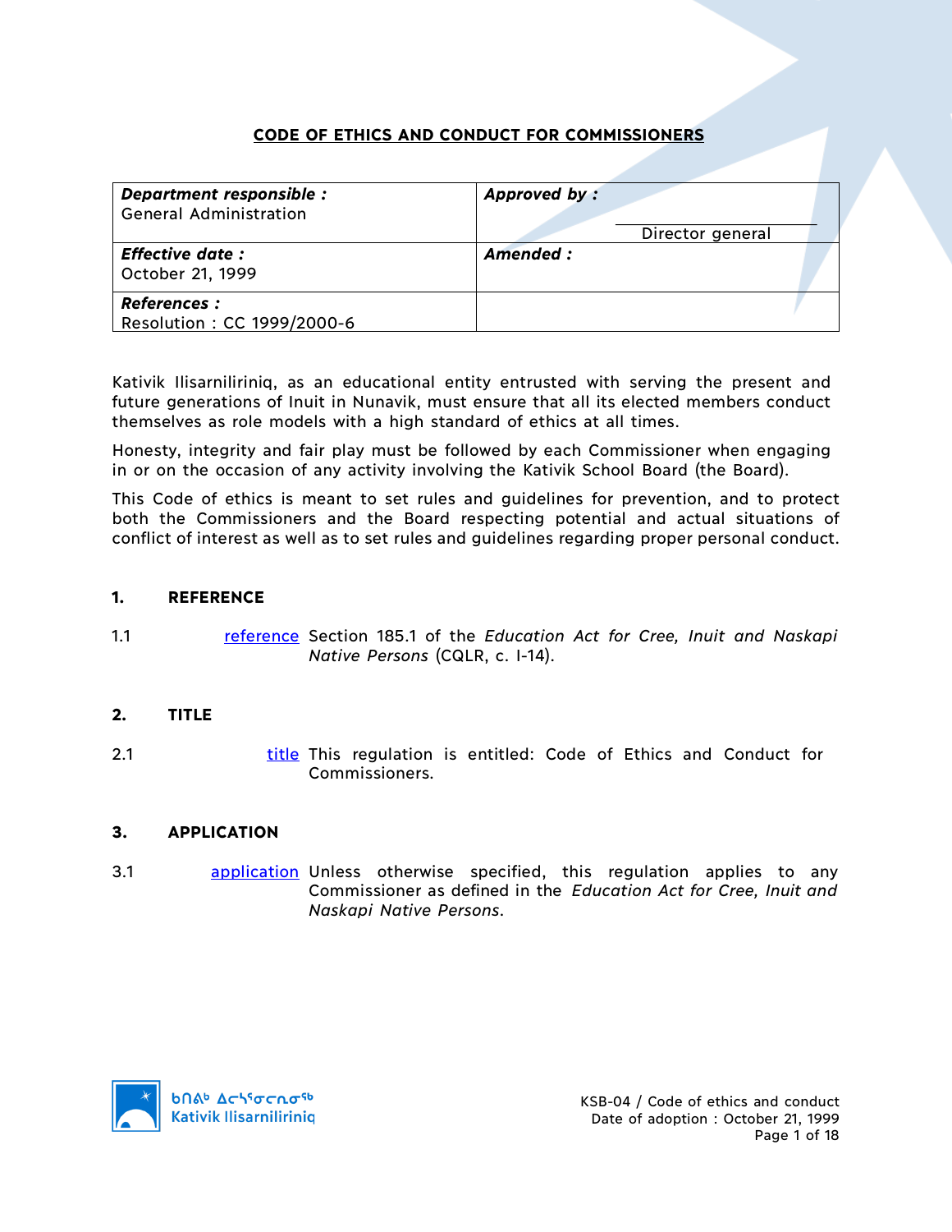# CODE OF ETHICS AND CONDUCT FOR COMMISSIONERS

| **Department responsible :** General Administration | **Approved by :** Director general |
|---|---|
| **Effective date :** October 21, 1999 | **Amended :** |
| **References :** Resolution : CC 1999/2000-6 | |

Kativik Ilisarniliriniq, as an educational entity entrusted with serving the present and future generations of Inuit in Nunavik, must ensure that all its elected members conduct themselves as role models with a high standard of ethics at all times.

Honesty, integrity and fair play must be followed by each Commissioner when engaging in or on the occasion of any activity involving the Kativik School Board (the Board).

This Code of ethics is meant to set rules and guidelines for prevention, and to protect both the Commissioners and the Board respecting potential and actual situations of conflict of interest as well as to set rules and guidelines regarding proper personal conduct.

## 1. REFERENCE

1.1 reference Section 185.1 of the *Education Act for Cree, Inuit and Naskapi Native Persons* (CQLR, c. I-14).

## 2. TITLE

2.1 title This regulation is entitled: Code of Ethics and Conduct for Commissioners.

## 3. APPLICATION

3.1 application Unless otherwise specified, this regulation applies to any Commissioner as defined in the *Education Act for Cree, Inuit and Naskapi Native Persons*.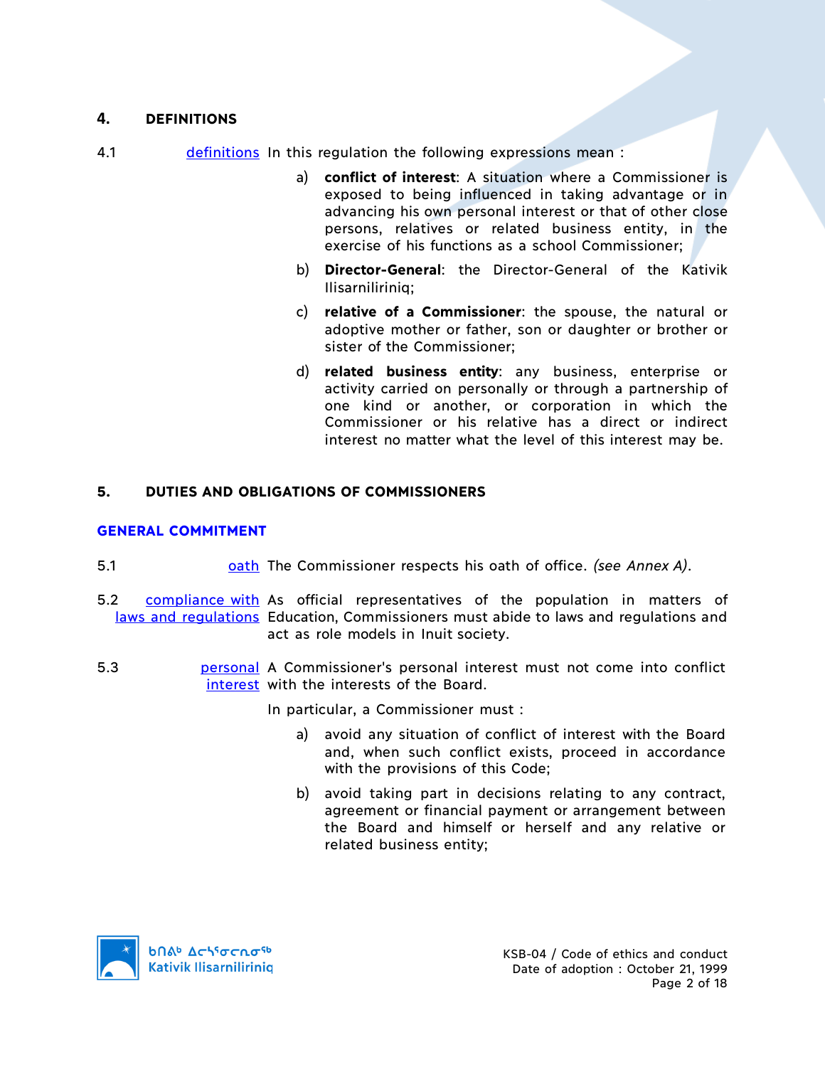## 4. DEFINITIONS

4.1 definitions In this regulation the following expressions mean :

a) **conflict of interest**: A situation where a Commissioner is exposed to being influenced in taking advantage or in advancing his own personal interest or that of other close persons, relatives or related business entity, in the exercise of his functions as a school Commissioner;

b) **Director-General**: the Director-General of the Kativik Ilisarniliriniq;

c) **relative of a Commissioner**: the spouse, the natural or adoptive mother or father, son or daughter or brother or sister of the Commissioner;

d) **related business entity**: any business, enterprise or activity carried on personally or through a partnership of one kind or another, or corporation in which the Commissioner or his relative has a direct or indirect interest no matter what the level of this interest may be.

## 5. DUTIES AND OBLIGATIONS OF COMMISSIONERS

### GENERAL COMMITMENT

5.1 oath The Commissioner respects his oath of office. *(see Annex A)*.

5.2 compliance with laws and regulations As official representatives of the population in matters of Education, Commissioners must abide to laws and regulations and act as role models in Inuit society.

5.3 personal interest A Commissioner's personal interest must not come into conflict with the interests of the Board.

In particular, a Commissioner must :

a) avoid any situation of conflict of interest with the Board and, when such conflict exists, proceed in accordance with the provisions of this Code;

b) avoid taking part in decisions relating to any contract, agreement or financial payment or arrangement between the Board and himself or herself and any relative or related business entity;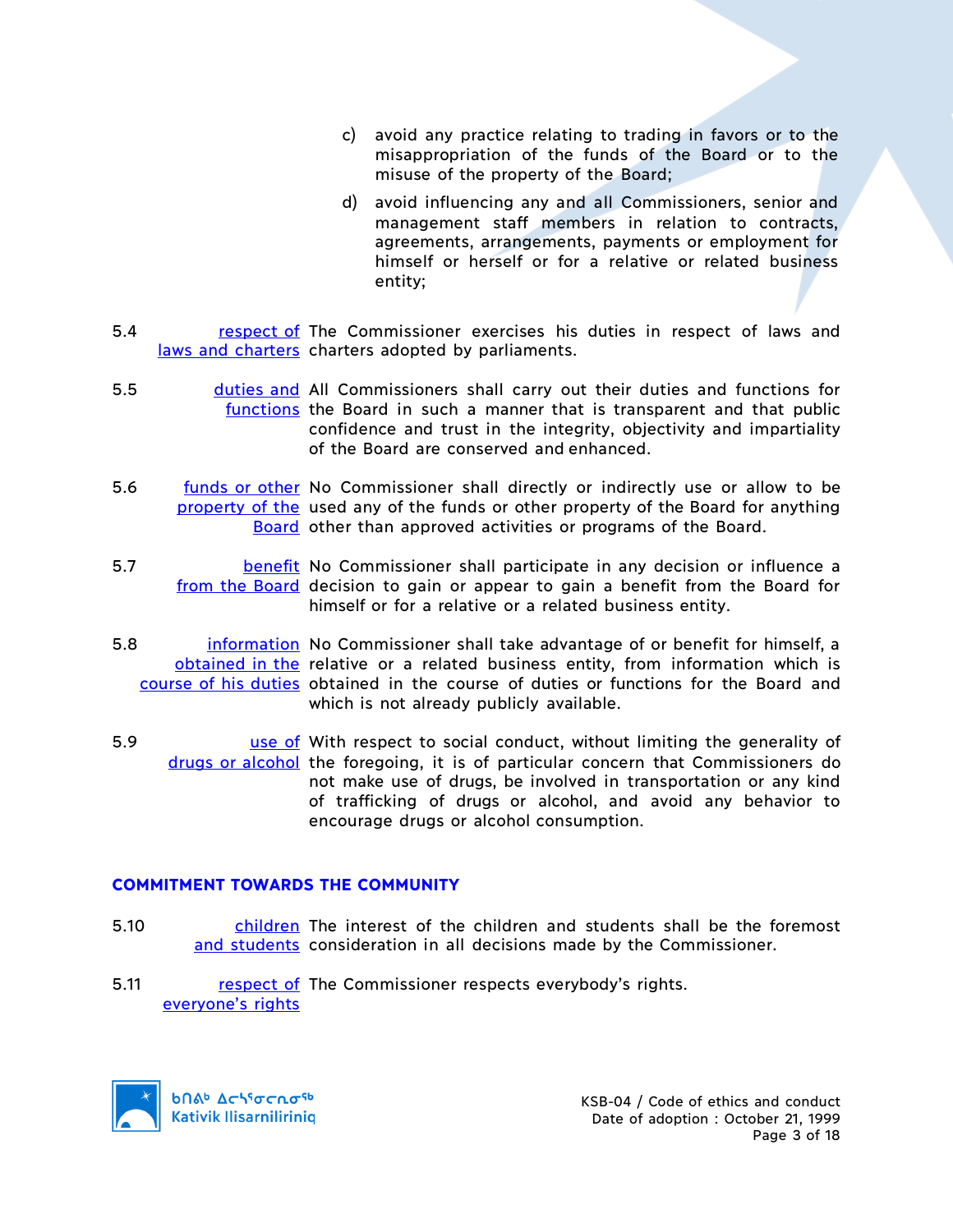c) avoid any practice relating to trading in favors or to the misappropriation of the funds of the Board or to the misuse of the property of the Board;

d) avoid influencing any and all Commissioners, senior and management staff members in relation to contracts, agreements, arrangements, payments or employment for himself or herself or for a relative or related business entity;

5.4 respect of laws and charters — The Commissioner exercises his duties in respect of laws and charters adopted by parliaments.

5.5 duties and functions — All Commissioners shall carry out their duties and functions for the Board in such a manner that is transparent and that public confidence and trust in the integrity, objectivity and impartiality of the Board are conserved and enhanced.

5.6 funds or other property of the Board — No Commissioner shall directly or indirectly use or allow to be used any of the funds or other property of the Board for anything other than approved activities or programs of the Board.

5.7 benefit from the Board — No Commissioner shall participate in any decision or influence a decision to gain or appear to gain a benefit from the Board for himself or for a relative or a related business entity.

5.8 information obtained in the course of his duties — No Commissioner shall take advantage of or benefit for himself, a relative or a related business entity, from information which is obtained in the course of duties or functions for the Board and which is not already publicly available.

5.9 use of drugs or alcohol — With respect to social conduct, without limiting the generality of the foregoing, it is of particular concern that Commissioners do not make use of drugs, be involved in transportation or any kind of trafficking of drugs or alcohol, and avoid any behavior to encourage drugs or alcohol consumption.

## COMMITMENT TOWARDS THE COMMUNITY

5.10 children and students — The interest of the children and students shall be the foremost consideration in all decisions made by the Commissioner.

5.11 respect of everyone's rights — The Commissioner respects everybody's rights.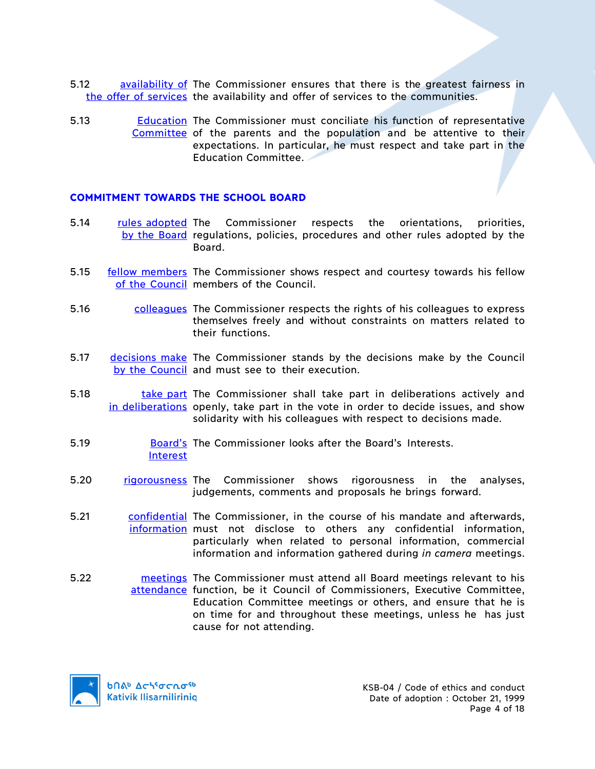5.12 **availability of the offer of services** The Commissioner ensures that there is the greatest fairness in the availability and offer of services to the communities.

5.13 **Education Committee** The Commissioner must conciliate his function of representative of the parents and the population and be attentive to their expectations. In particular, he must respect and take part in the Education Committee.

## COMMITMENT TOWARDS THE SCHOOL BOARD

5.14 **rules adopted by the Board** The Commissioner respects the orientations, priorities, regulations, policies, procedures and other rules adopted by the Board.

5.15 **fellow members of the Council** The Commissioner shows respect and courtesy towards his fellow members of the Council.

5.16 **colleagues** The Commissioner respects the rights of his colleagues to express themselves freely and without constraints on matters related to their functions.

5.17 **decisions make by the Council** The Commissioner stands by the decisions make by the Council and must see to their execution.

5.18 **take part in deliberations** The Commissioner shall take part in deliberations actively and openly, take part in the vote in order to decide issues, and show solidarity with his colleagues with respect to decisions made.

5.19 **Board's Interest** The Commissioner looks after the Board's Interests.

5.20 **rigorousness** The Commissioner shows rigorousness in the analyses, judgements, comments and proposals he brings forward.

5.21 **confidential information** The Commissioner, in the course of his mandate and afterwards, must not disclose to others any confidential information, particularly when related to personal information, commercial information and information gathered during *in camera* meetings.

5.22 **meetings attendance** The Commissioner must attend all Board meetings relevant to his function, be it Council of Commissioners, Executive Committee, Education Committee meetings or others, and ensure that he is on time for and throughout these meetings, unless he has just cause for not attending.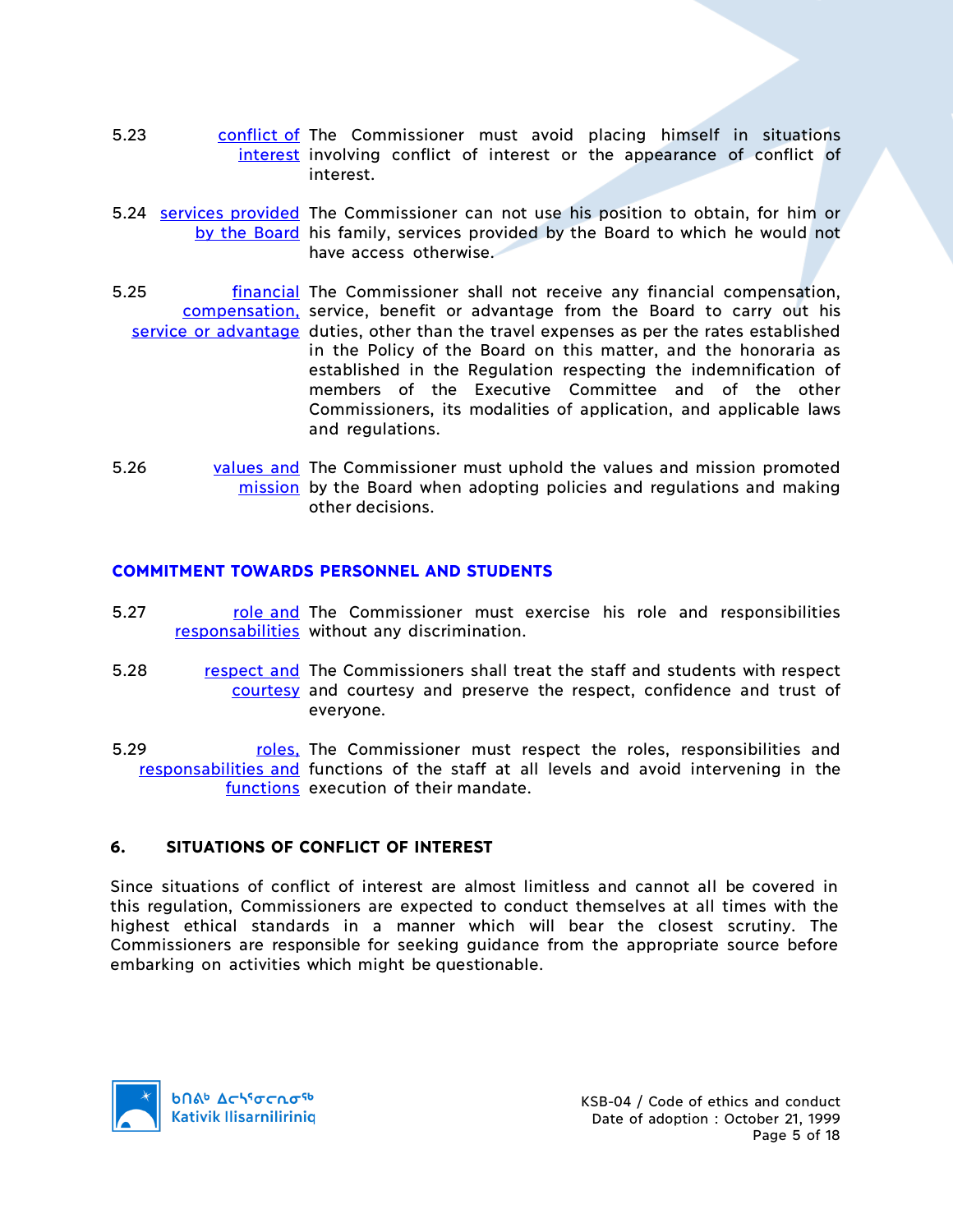5.23 conflict of interest — The Commissioner must avoid placing himself in situations involving conflict of interest or the appearance of conflict of interest.

5.24 services provided by the Board — The Commissioner can not use his position to obtain, for him or his family, services provided by the Board to which he would not have access otherwise.

5.25 financial compensation, service or advantage — The Commissioner shall not receive any financial compensation, service, benefit or advantage from the Board to carry out his duties, other than the travel expenses as per the rates established in the Policy of the Board on this matter, and the honoraria as established in the Regulation respecting the indemnification of members of the Executive Committee and of the other Commissioners, its modalities of application, and applicable laws and regulations.

5.26 values and mission — The Commissioner must uphold the values and mission promoted by the Board when adopting policies and regulations and making other decisions.

### COMMITMENT TOWARDS PERSONNEL AND STUDENTS

5.27 role and responsabilities — The Commissioner must exercise his role and responsibilities without any discrimination.

5.28 respect and courtesy — The Commissioners shall treat the staff and students with respect and courtesy and preserve the respect, confidence and trust of everyone.

5.29 roles, responsabilities and functions — The Commissioner must respect the roles, responsibilities and functions of the staff at all levels and avoid intervening in the execution of their mandate.

## 6. SITUATIONS OF CONFLICT OF INTEREST

Since situations of conflict of interest are almost limitless and cannot all be covered in this regulation, Commissioners are expected to conduct themselves at all times with the highest ethical standards in a manner which will bear the closest scrutiny. The Commissioners are responsible for seeking guidance from the appropriate source before embarking on activities which might be questionable.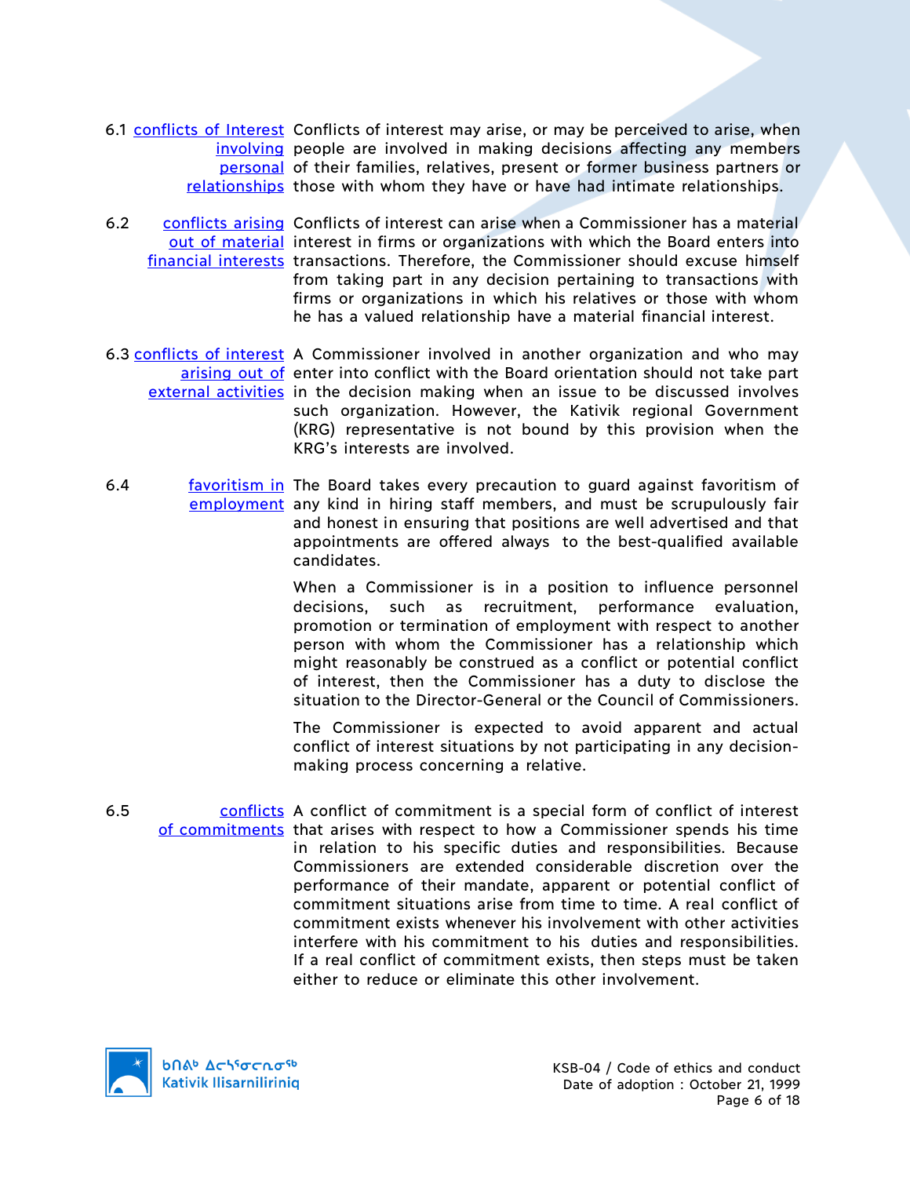6.1 conflicts of Interest involving personal relationships

Conflicts of interest may arise, or may be perceived to arise, when people are involved in making decisions affecting any members of their families, relatives, present or former business partners or those with whom they have or have had intimate relationships.

6.2 conflicts arising out of material financial interests

Conflicts of interest can arise when a Commissioner has a material interest in firms or organizations with which the Board enters into transactions. Therefore, the Commissioner should excuse himself from taking part in any decision pertaining to transactions with firms or organizations in which his relatives or those with whom he has a valued relationship have a material financial interest.

6.3 conflicts of interest arising out of external activities

A Commissioner involved in another organization and who may enter into conflict with the Board orientation should not take part in the decision making when an issue to be discussed involves such organization. However, the Kativik regional Government (KRG) representative is not bound by this provision when the KRG's interests are involved.

6.4 favoritism in employment

The Board takes every precaution to guard against favoritism of any kind in hiring staff members, and must be scrupulously fair and honest in ensuring that positions are well advertised and that appointments are offered always to the best-qualified available candidates.

When a Commissioner is in a position to influence personnel decisions, such as recruitment, performance evaluation, promotion or termination of employment with respect to another person with whom the Commissioner has a relationship which might reasonably be construed as a conflict or potential conflict of interest, then the Commissioner has a duty to disclose the situation to the Director-General or the Council of Commissioners.

The Commissioner is expected to avoid apparent and actual conflict of interest situations by not participating in any decision-making process concerning a relative.

6.5 conflicts of commitments

A conflict of commitment is a special form of conflict of interest that arises with respect to how a Commissioner spends his time in relation to his specific duties and responsibilities. Because Commissioners are extended considerable discretion over the performance of their mandate, apparent or potential conflict of commitment situations arise from time to time. A real conflict of commitment exists whenever his involvement with other activities interfere with his commitment to his duties and responsibilities. If a real conflict of commitment exists, then steps must be taken either to reduce or eliminate this other involvement.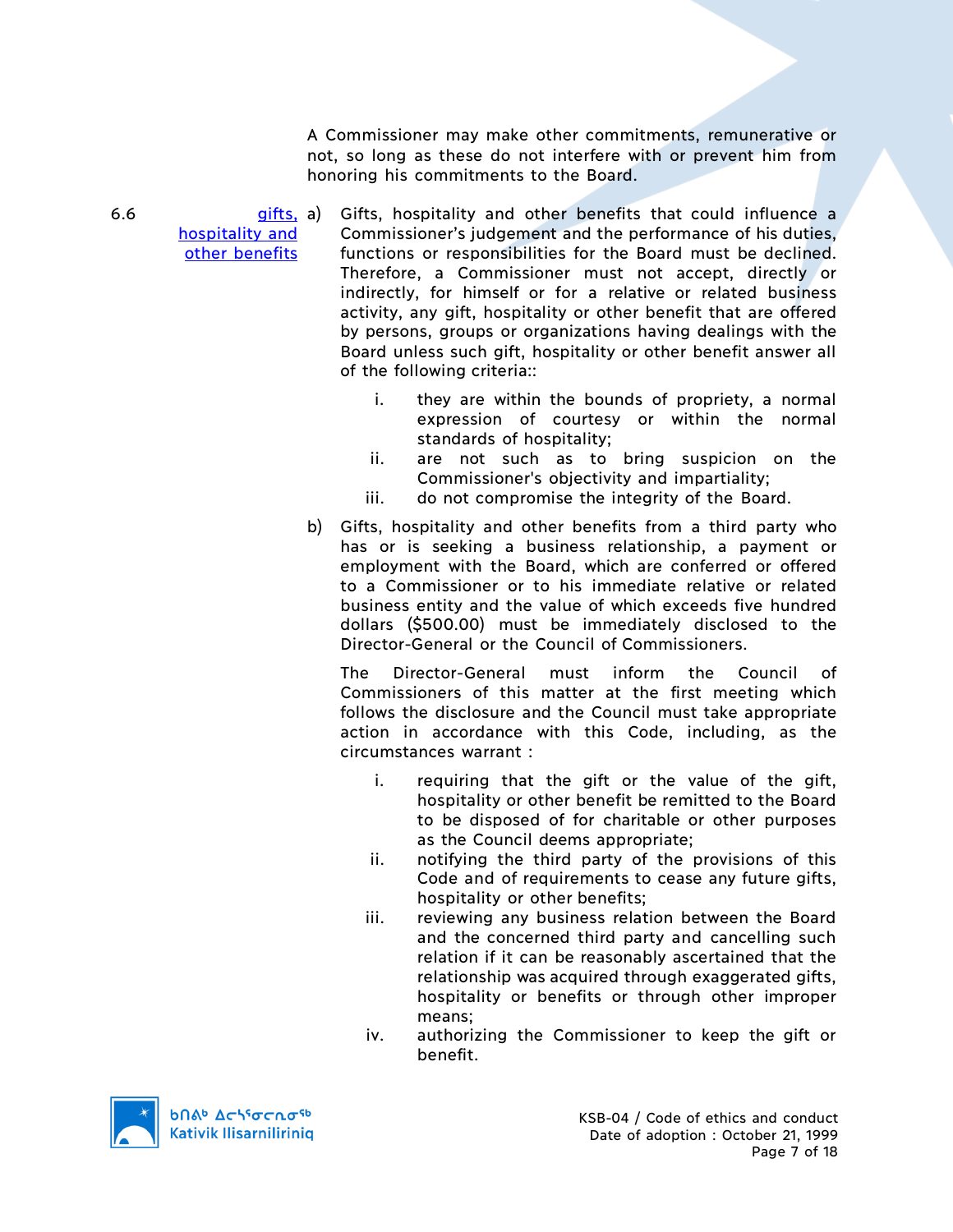A Commissioner may make other commitments, remunerative or not, so long as these do not interfere with or prevent him from honoring his commitments to the Board.

6.6 gifts, hospitality and other benefits

a) Gifts, hospitality and other benefits that could influence a Commissioner's judgement and the performance of his duties, functions or responsibilities for the Board must be declined. Therefore, a Commissioner must not accept, directly or indirectly, for himself or for a relative or related business activity, any gift, hospitality or other benefit that are offered by persons, groups or organizations having dealings with the Board unless such gift, hospitality or other benefit answer all of the following criteria::

   i. they are within the bounds of propriety, a normal expression of courtesy or within the normal standards of hospitality;
   ii. are not such as to bring suspicion on the Commissioner's objectivity and impartiality;
   iii. do not compromise the integrity of the Board.

b) Gifts, hospitality and other benefits from a third party who has or is seeking a business relationship, a payment or employment with the Board, which are conferred or offered to a Commissioner or to his immediate relative or related business entity and the value of which exceeds five hundred dollars ($500.00) must be immediately disclosed to the Director-General or the Council of Commissioners.

   The Director-General must inform the Council of Commissioners of this matter at the first meeting which follows the disclosure and the Council must take appropriate action in accordance with this Code, including, as the circumstances warrant :

   i. requiring that the gift or the value of the gift, hospitality or other benefit be remitted to the Board to be disposed of for charitable or other purposes as the Council deems appropriate;
   ii. notifying the third party of the provisions of this Code and of requirements to cease any future gifts, hospitality or other benefits;
   iii. reviewing any business relation between the Board and the concerned third party and cancelling such relation if it can be reasonably ascertained that the relationship was acquired through exaggerated gifts, hospitality or benefits or through other improper means;
   iv. authorizing the Commissioner to keep the gift or benefit.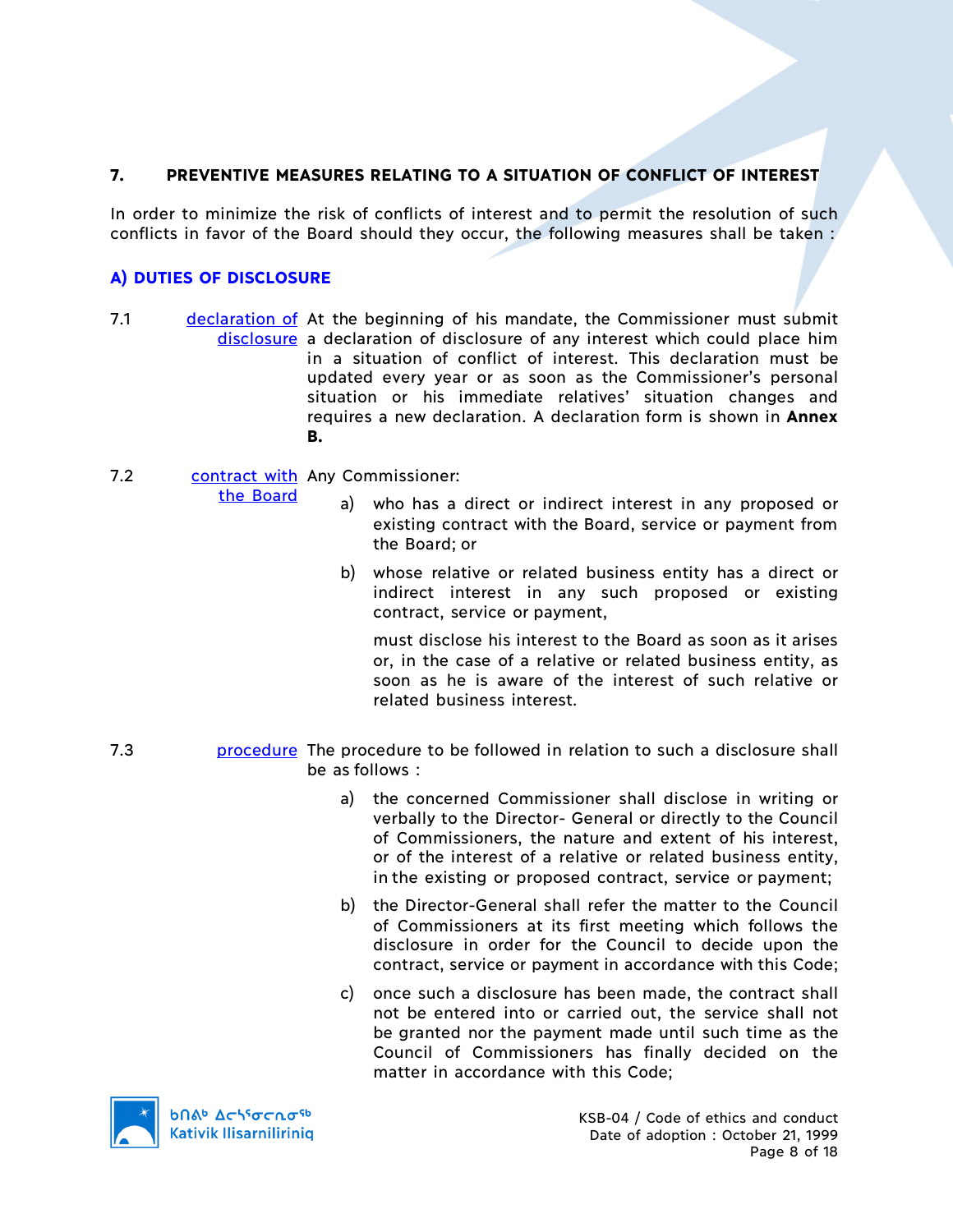## 7. PREVENTIVE MEASURES RELATING TO A SITUATION OF CONFLICT OF INTEREST

In order to minimize the risk of conflicts of interest and to permit the resolution of such conflicts in favor of the Board should they occur, the following measures shall be taken :

### A) DUTIES OF DISCLOSURE

7.1 declaration of disclosure — At the beginning of his mandate, the Commissioner must submit a declaration of disclosure of any interest which could place him in a situation of conflict of interest. This declaration must be updated every year or as soon as the Commissioner's personal situation or his immediate relatives' situation changes and requires a new declaration. A declaration form is shown in **Annex B.**

7.2 contract with the Board — Any Commissioner:

a) who has a direct or indirect interest in any proposed or existing contract with the Board, service or payment from the Board; or

b) whose relative or related business entity has a direct or indirect interest in any such proposed or existing contract, service or payment,

must disclose his interest to the Board as soon as it arises or, in the case of a relative or related business entity, as soon as he is aware of the interest of such relative or related business interest.

7.3 procedure — The procedure to be followed in relation to such a disclosure shall be as follows :

a) the concerned Commissioner shall disclose in writing or verbally to the Director- General or directly to the Council of Commissioners, the nature and extent of his interest, or of the interest of a relative or related business entity, in the existing or proposed contract, service or payment;

b) the Director-General shall refer the matter to the Council of Commissioners at its first meeting which follows the disclosure in order for the Council to decide upon the contract, service or payment in accordance with this Code;

c) once such a disclosure has been made, the contract shall not be entered into or carried out, the service shall not be granted nor the payment made until such time as the Council of Commissioners has finally decided on the matter in accordance with this Code;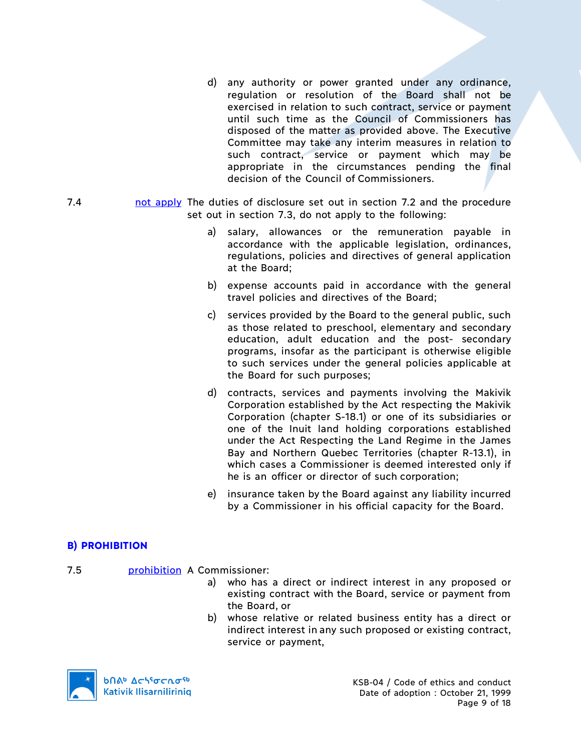d) any authority or power granted under any ordinance, regulation or resolution of the Board shall not be exercised in relation to such contract, service or payment until such time as the Council of Commissioners has disposed of the matter as provided above. The Executive Committee may take any interim measures in relation to such contract, service or payment which may be appropriate in the circumstances pending the final decision of the Council of Commissioners.

7.4 not apply The duties of disclosure set out in section 7.2 and the procedure set out in section 7.3, do not apply to the following:

a) salary, allowances or the remuneration payable in accordance with the applicable legislation, ordinances, regulations, policies and directives of general application at the Board;

b) expense accounts paid in accordance with the general travel policies and directives of the Board;

c) services provided by the Board to the general public, such as those related to preschool, elementary and secondary education, adult education and the post- secondary programs, insofar as the participant is otherwise eligible to such services under the general policies applicable at the Board for such purposes;

d) contracts, services and payments involving the Makivik Corporation established by the Act respecting the Makivik Corporation (chapter S-18.1) or one of its subsidiaries or one of the Inuit land holding corporations established under the Act Respecting the Land Regime in the James Bay and Northern Quebec Territories (chapter R-13.1), in which cases a Commissioner is deemed interested only if he is an officer or director of such corporation;

e) insurance taken by the Board against any liability incurred by a Commissioner in his official capacity for the Board.

## B) PROHIBITION

7.5 prohibition A Commissioner:

a) who has a direct or indirect interest in any proposed or existing contract with the Board, service or payment from the Board, or

b) whose relative or related business entity has a direct or indirect interest in any such proposed or existing contract, service or payment,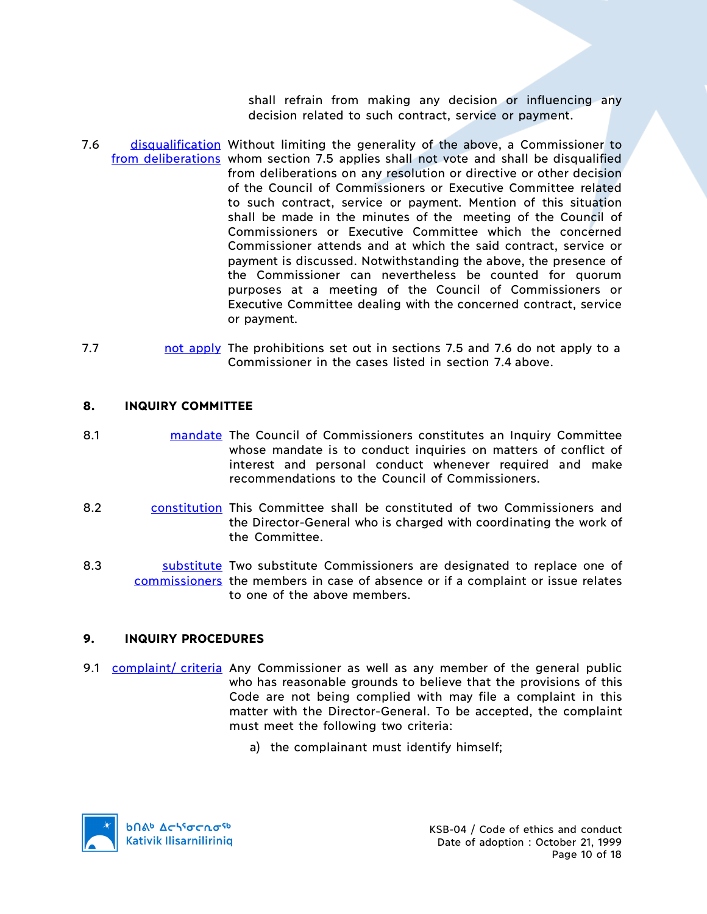shall refrain from making any decision or influencing any decision related to such contract, service or payment.

7.6 disqualification from deliberations Without limiting the generality of the above, a Commissioner to whom section 7.5 applies shall not vote and shall be disqualified from deliberations on any resolution or directive or other decision of the Council of Commissioners or Executive Committee related to such contract, service or payment. Mention of this situation shall be made in the minutes of the meeting of the Council of Commissioners or Executive Committee which the concerned Commissioner attends and at which the said contract, service or payment is discussed. Notwithstanding the above, the presence of the Commissioner can nevertheless be counted for quorum purposes at a meeting of the Council of Commissioners or Executive Committee dealing with the concerned contract, service or payment.

7.7 not apply The prohibitions set out in sections 7.5 and 7.6 do not apply to a Commissioner in the cases listed in section 7.4 above.

## 8. INQUIRY COMMITTEE

8.1 mandate The Council of Commissioners constitutes an Inquiry Committee whose mandate is to conduct inquiries on matters of conflict of interest and personal conduct whenever required and make recommendations to the Council of Commissioners.

8.2 constitution This Committee shall be constituted of two Commissioners and the Director-General who is charged with coordinating the work of the Committee.

8.3 substitute commissioners Two substitute Commissioners are designated to replace one of the members in case of absence or if a complaint or issue relates to one of the above members.

## 9. INQUIRY PROCEDURES

9.1 complaint/ criteria Any Commissioner as well as any member of the general public who has reasonable grounds to believe that the provisions of this Code are not being complied with may file a complaint in this matter with the Director-General. To be accepted, the complaint must meet the following two criteria:

a) the complainant must identify himself;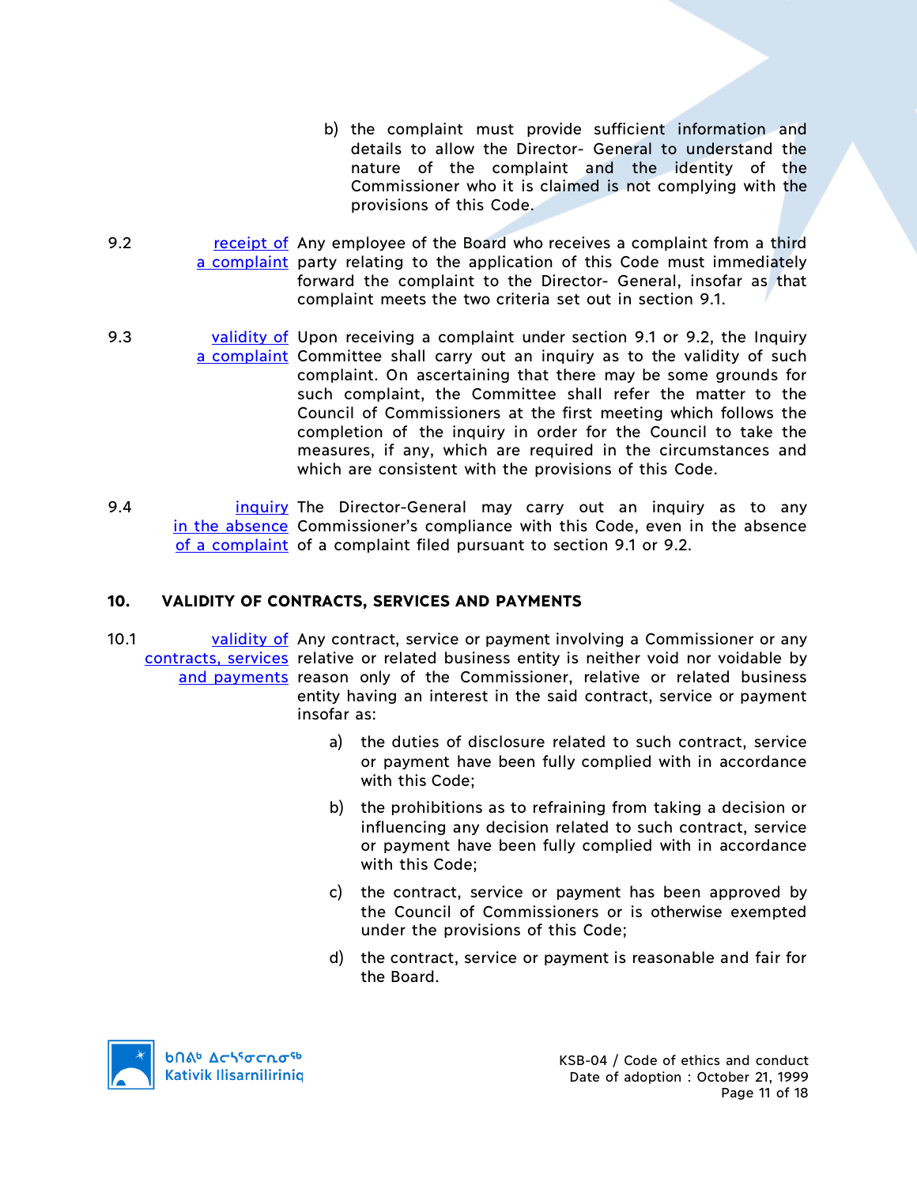b) the complaint must provide sufficient information and details to allow the Director- General to understand the nature of the complaint and the identity of the Commissioner who it is claimed is not complying with the provisions of this Code.

9.2 receipt of a complaint — Any employee of the Board who receives a complaint from a third party relating to the application of this Code must immediately forward the complaint to the Director- General, insofar as that complaint meets the two criteria set out in section 9.1.

9.3 validity of a complaint — Upon receiving a complaint under section 9.1 or 9.2, the Inquiry Committee shall carry out an inquiry as to the validity of such complaint. On ascertaining that there may be some grounds for such complaint, the Committee shall refer the matter to the Council of Commissioners at the first meeting which follows the completion of the inquiry in order for the Council to take the measures, if any, which are required in the circumstances and which are consistent with the provisions of this Code.

9.4 inquiry in the absence of a complaint — The Director-General may carry out an inquiry as to any Commissioner's compliance with this Code, even in the absence of a complaint filed pursuant to section 9.1 or 9.2.

## 10. VALIDITY OF CONTRACTS, SERVICES AND PAYMENTS

10.1 validity of contracts, services and payments — Any contract, service or payment involving a Commissioner or any relative or related business entity is neither void nor voidable by reason only of the Commissioner, relative or related business entity having an interest in the said contract, service or payment insofar as:

a) the duties of disclosure related to such contract, service or payment have been fully complied with in accordance with this Code;

b) the prohibitions as to refraining from taking a decision or influencing any decision related to such contract, service or payment have been fully complied with in accordance with this Code;

c) the contract, service or payment has been approved by the Council of Commissioners or is otherwise exempted under the provisions of this Code;

d) the contract, service or payment is reasonable and fair for the Board.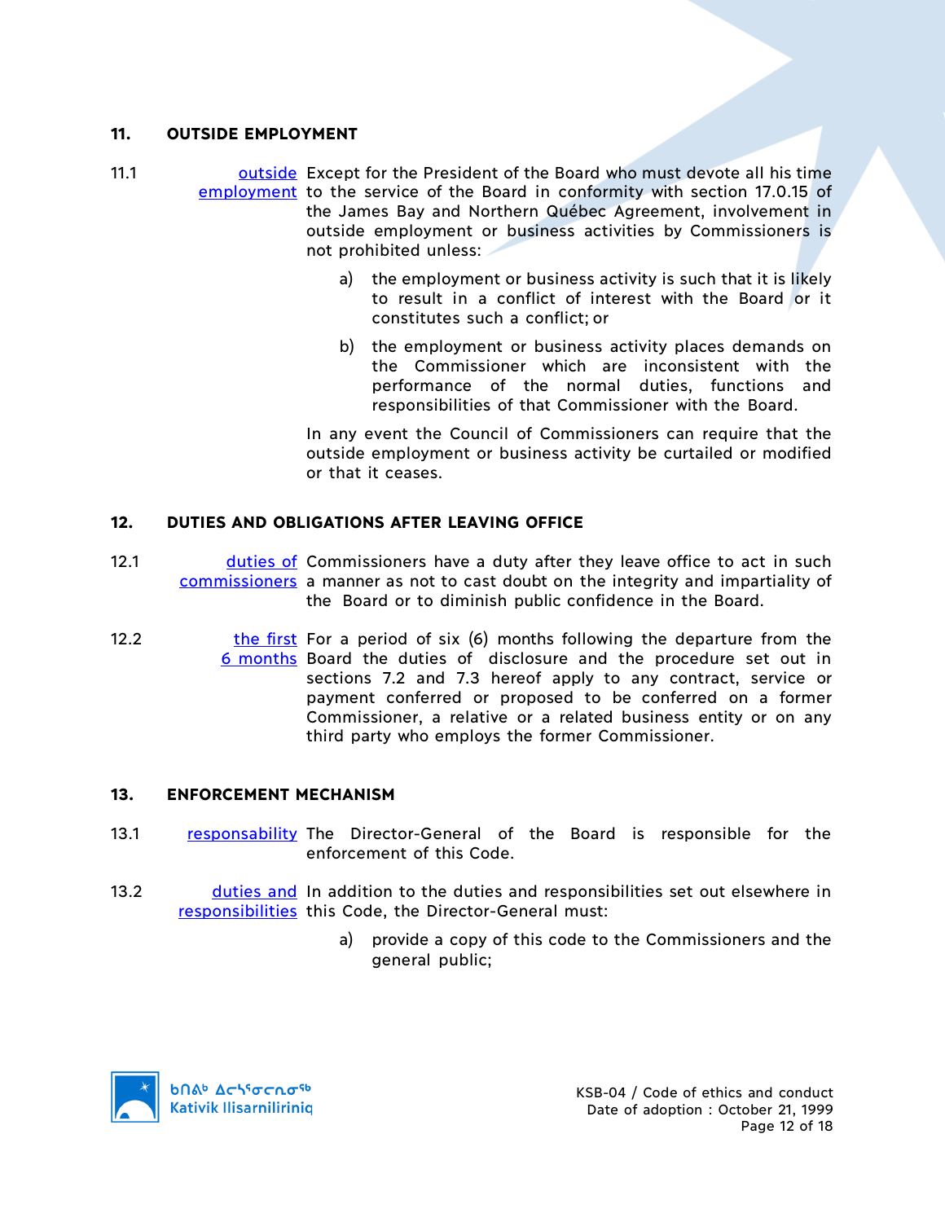## 11. OUTSIDE EMPLOYMENT

11.1 outside employment — Except for the President of the Board who must devote all his time to the service of the Board in conformity with section 17.0.15 of the James Bay and Northern Québec Agreement, involvement in outside employment or business activities by Commissioners is not prohibited unless:

a) the employment or business activity is such that it is likely to result in a conflict of interest with the Board or it constitutes such a conflict; or

b) the employment or business activity places demands on the Commissioner which are inconsistent with the performance of the normal duties, functions and responsibilities of that Commissioner with the Board.

In any event the Council of Commissioners can require that the outside employment or business activity be curtailed or modified or that it ceases.

## 12. DUTIES AND OBLIGATIONS AFTER LEAVING OFFICE

12.1 duties of commissioners — Commissioners have a duty after they leave office to act in such a manner as not to cast doubt on the integrity and impartiality of the Board or to diminish public confidence in the Board.

12.2 the first 6 months — For a period of six (6) months following the departure from the Board the duties of disclosure and the procedure set out in sections 7.2 and 7.3 hereof apply to any contract, service or payment conferred or proposed to be conferred on a former Commissioner, a relative or a related business entity or on any third party who employs the former Commissioner.

## 13. ENFORCEMENT MECHANISM

13.1 responsability — The Director-General of the Board is responsible for the enforcement of this Code.

13.2 duties and responsibilities — In addition to the duties and responsibilities set out elsewhere in this Code, the Director-General must:

a) provide a copy of this code to the Commissioners and the general public;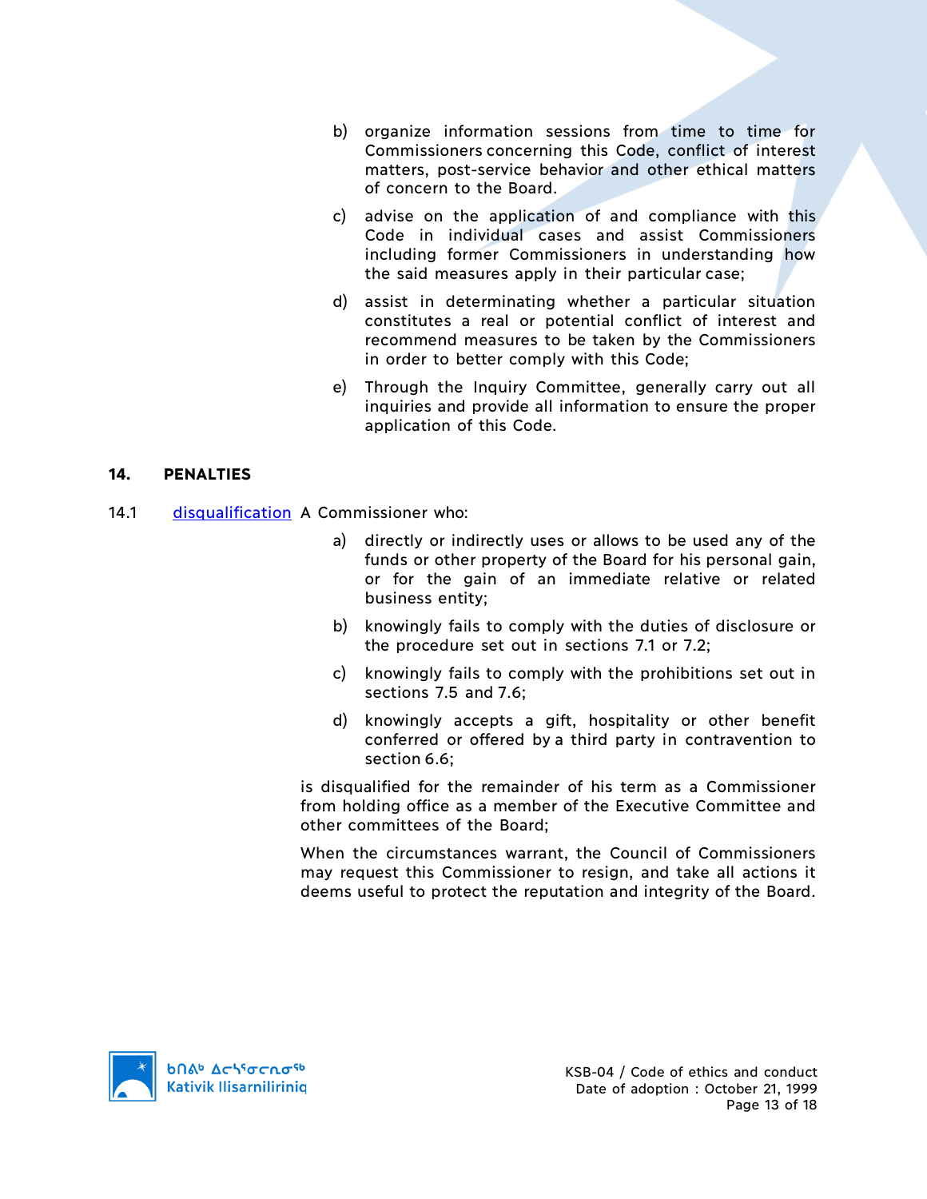b) organize information sessions from time to time for Commissioners concerning this Code, conflict of interest matters, post-service behavior and other ethical matters of concern to the Board.

c) advise on the application of and compliance with this Code in individual cases and assist Commissioners including former Commissioners in understanding how the said measures apply in their particular case;

d) assist in determinating whether a particular situation constitutes a real or potential conflict of interest and recommend measures to be taken by the Commissioners in order to better comply with this Code;

e) Through the Inquiry Committee, generally carry out all inquiries and provide all information to ensure the proper application of this Code.

## 14. PENALTIES

14.1 disqualification A Commissioner who:

a) directly or indirectly uses or allows to be used any of the funds or other property of the Board for his personal gain, or for the gain of an immediate relative or related business entity;

b) knowingly fails to comply with the duties of disclosure or the procedure set out in sections 7.1 or 7.2;

c) knowingly fails to comply with the prohibitions set out in sections 7.5 and 7.6;

d) knowingly accepts a gift, hospitality or other benefit conferred or offered by a third party in contravention to section 6.6;

is disqualified for the remainder of his term as a Commissioner from holding office as a member of the Executive Committee and other committees of the Board;

When the circumstances warrant, the Council of Commissioners may request this Commissioner to resign, and take all actions it deems useful to protect the reputation and integrity of the Board.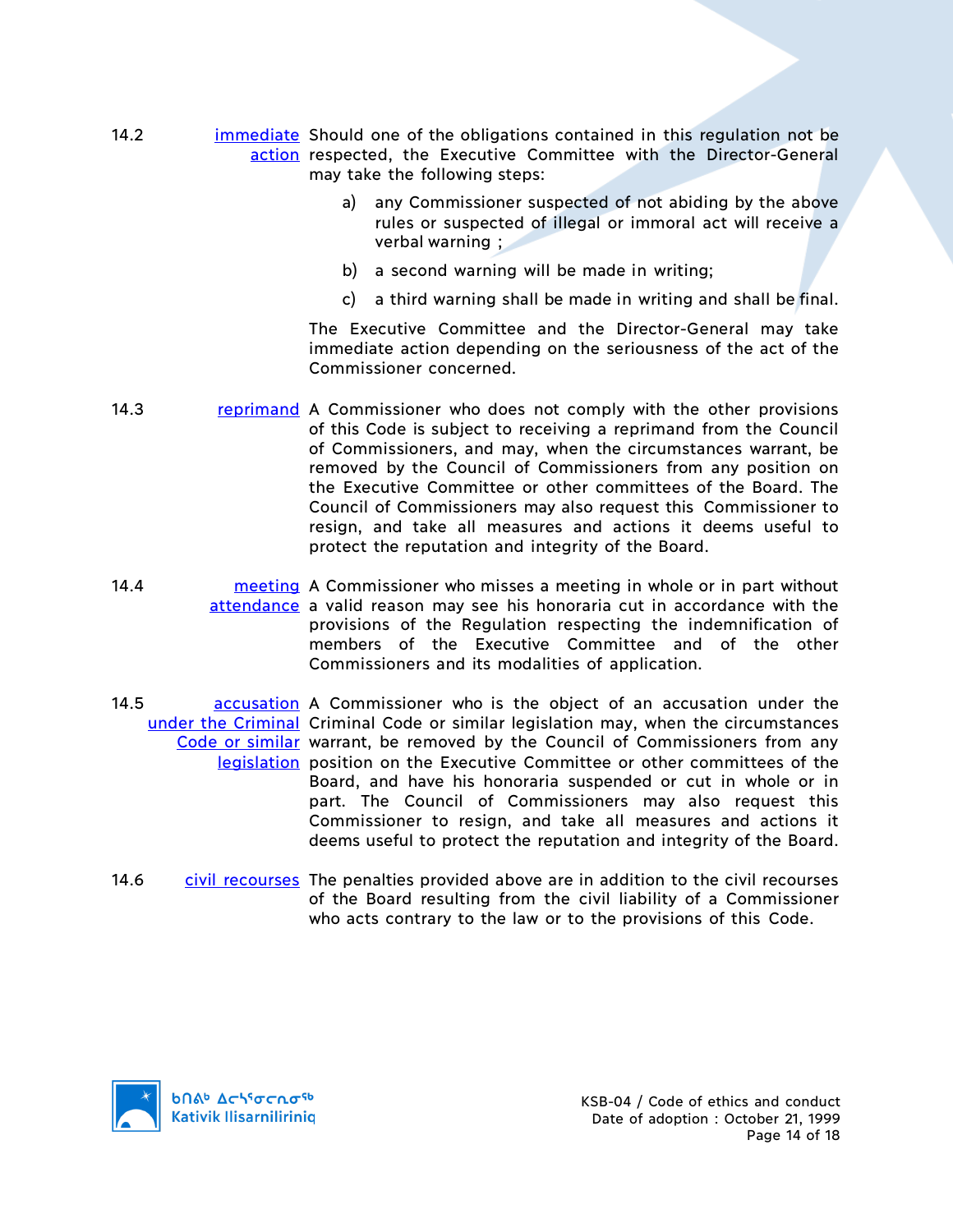**14.2** **immediate action**

Should one of the obligations contained in this regulation not be respected, the Executive Committee with the Director-General may take the following steps:

a) any Commissioner suspected of not abiding by the above rules or suspected of illegal or immoral act will receive a verbal warning ;

b) a second warning will be made in writing;

c) a third warning shall be made in writing and shall be final.

The Executive Committee and the Director-General may take immediate action depending on the seriousness of the act of the Commissioner concerned.

**14.3** **reprimand**

A Commissioner who does not comply with the other provisions of this Code is subject to receiving a reprimand from the Council of Commissioners, and may, when the circumstances warrant, be removed by the Council of Commissioners from any position on the Executive Committee or other committees of the Board. The Council of Commissioners may also request this Commissioner to resign, and take all measures and actions it deems useful to protect the reputation and integrity of the Board.

**14.4** **meeting attendance**

A Commissioner who misses a meeting in whole or in part without a valid reason may see his honoraria cut in accordance with the provisions of the Regulation respecting the indemnification of members of the Executive Committee and of the other Commissioners and its modalities of application.

**14.5** **accusation under the Criminal Code or similar legislation**

A Commissioner who is the object of an accusation under the Criminal Code or similar legislation may, when the circumstances warrant, be removed by the Council of Commissioners from any position on the Executive Committee or other committees of the Board, and have his honoraria suspended or cut in whole or in part. The Council of Commissioners may also request this Commissioner to resign, and take all measures and actions it deems useful to protect the reputation and integrity of the Board.

**14.6** **civil recourses**

The penalties provided above are in addition to the civil recourses of the Board resulting from the civil liability of a Commissioner who acts contrary to the law or to the provisions of this Code.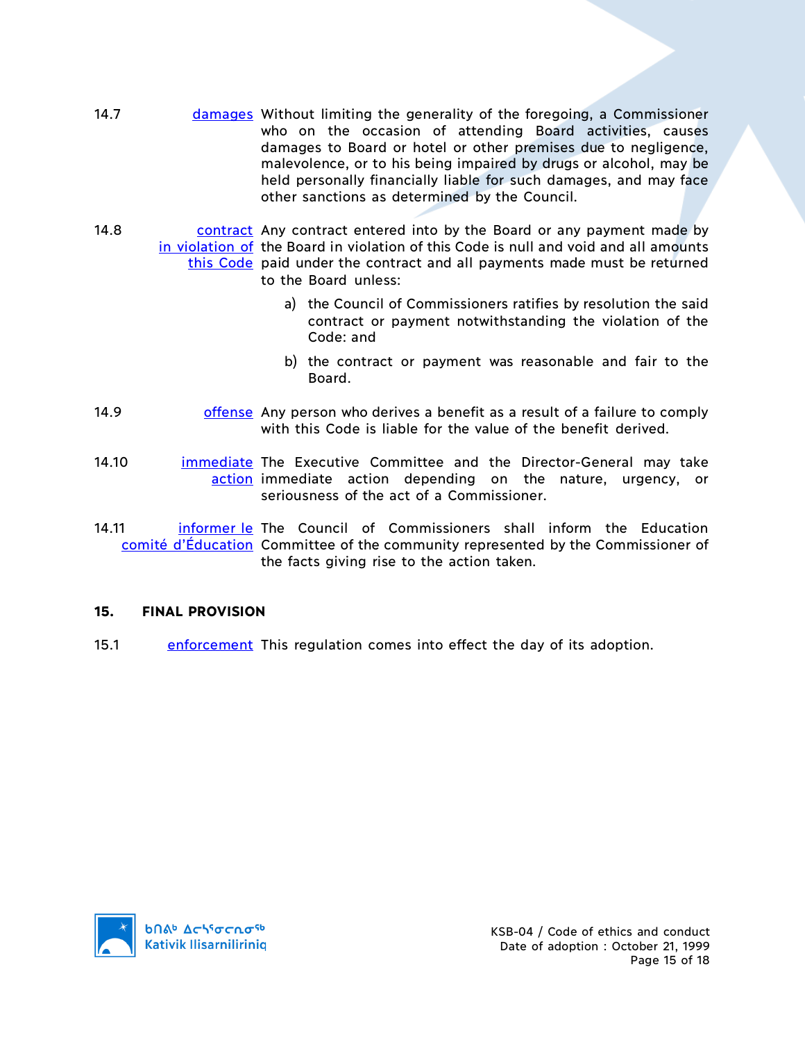14.7 damages Without limiting the generality of the foregoing, a Commissioner who on the occasion of attending Board activities, causes damages to Board or hotel or other premises due to negligence, malevolence, or to his being impaired by drugs or alcohol, may be held personally financially liable for such damages, and may face other sanctions as determined by the Council.

14.8 contract in violation of this Code Any contract entered into by the Board or any payment made by the Board in violation of this Code is null and void and all amounts paid under the contract and all payments made must be returned to the Board unless:

a) the Council of Commissioners ratifies by resolution the said contract or payment notwithstanding the violation of the Code: and

b) the contract or payment was reasonable and fair to the Board.

14.9 offense Any person who derives a benefit as a result of a failure to comply with this Code is liable for the value of the benefit derived.

14.10 immediate action The Executive Committee and the Director-General may take immediate action depending on the nature, urgency, or seriousness of the act of a Commissioner.

14.11 informer le comité d'Éducation The Council of Commissioners shall inform the Education Committee of the community represented by the Commissioner of the facts giving rise to the action taken.

## 15. FINAL PROVISION

15.1 enforcement This regulation comes into effect the day of its adoption.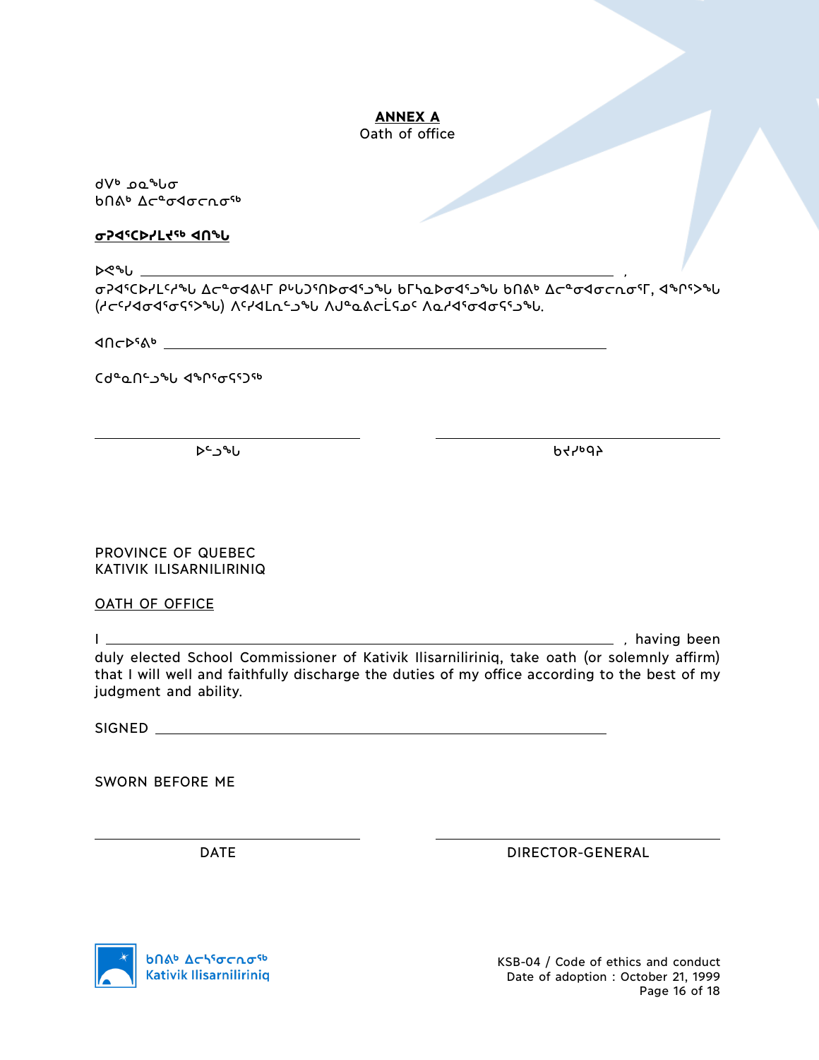**ANNEX A**
Oath of office

ᑯᐯᒃ ᓄᓇᖓᓂ
ᑲᑎᕕᒃ ᐃᓕᓐᓂᐊᓂᓕᕆᓂᖅ

**ᓂᐳᐊᕐᑕᐅᓯᒪᔪᖅ ᐊᑎᖓ**

ᐅᕙᖓ ________________________________________ ,
ᓂᐳᐊᕐᑕᐅᓯᒪᓯᓯᖓ ᐃᓕᓐᓂᐊᕕᒻᒥ ᑭᒃᑯᑦᑎᐅᓂᐊᕐᒧᖓ ᑲᒥᓭᓇᐅᓂᐊᕐᒧᖓ ᑲᑎᕕᒃ ᐃᓕᓐᓂᐊᓂᓕᕆᓂᕐᒥ, ᐊᖏᕐᐳᖓ (ᓱᓕᑦᓯᐊᓂᐊᕐᓂᕋᕐᐳᖓ) ᐱᓯᐊᒪᕆᑦᑐᖓ ᐱᒍᓇᕕᓚᒫᕋᓄᑦ ᐱᓇᓱᐊᕐᓂᐊᓂᕋᕐᑐᖓ.

ᐊᑎᓕᐅᕐᕕᒃ ________________________________________

ᑕᑯᓇᑎᑦᑐᖓ ᐊᖏᕐᓂᕋᕐᑐᖅ

________________ ________________
ᐅᓪᓗᖓ ᑲᔪᓯᑫᑭ

PROVINCE OF QUEBEC
KATIVIK ILISARNILIRINIQ

OATH OF OFFICE

I ________________________________________ , having been duly elected School Commissioner of Kativik Ilisarniliriniq, take oath (or solemnly affirm) that I will well and faithfully discharge the duties of my office according to the best of my judgment and ability.

SIGNED ________________________________________

SWORN BEFORE ME

________________ ________________
DATE DIRECTOR-GENERAL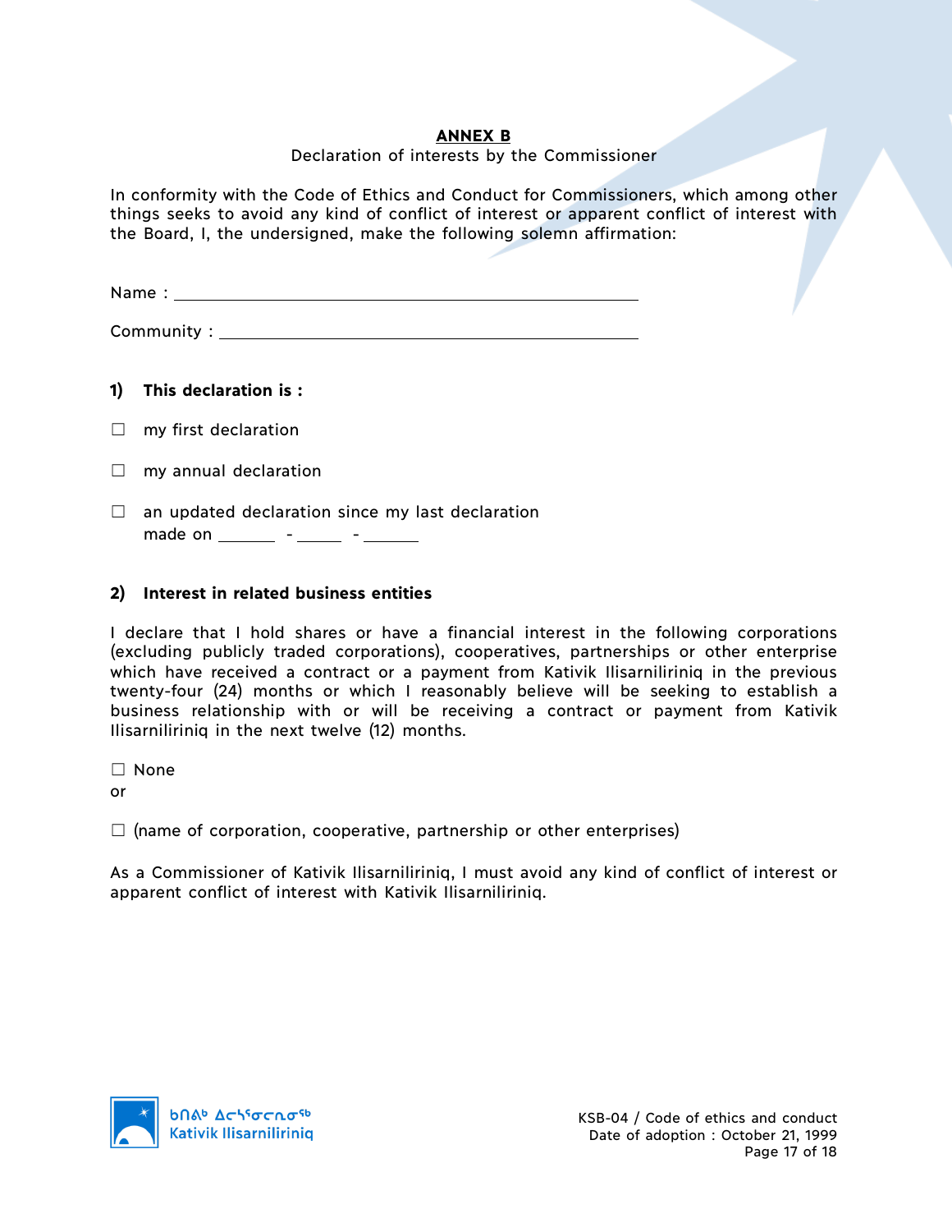**ANNEX B**

Declaration of interests by the Commissioner

In conformity with the Code of Ethics and Conduct for Commissioners, which among other things seeks to avoid any kind of conflict of interest or apparent conflict of interest with the Board, I, the undersigned, make the following solemn affirmation:

Name : ____________________________________________

Community : ________________________________________

**1) This declaration is :**

☐ my first declaration

☐ my annual declaration

☐ an updated declaration since my last declaration made on ______ - _____ - ______

**2) Interest in related business entities**

I declare that I hold shares or have a financial interest in the following corporations (excluding publicly traded corporations), cooperatives, partnerships or other enterprise which have received a contract or a payment from Kativik Ilisarniliriniq in the previous twenty-four (24) months or which I reasonably believe will be seeking to establish a business relationship with or will be receiving a contract or payment from Kativik Ilisarniliriniq in the next twelve (12) months.

☐ None
or

☐ (name of corporation, cooperative, partnership or other enterprises)

As a Commissioner of Kativik Ilisarniliriniq, I must avoid any kind of conflict of interest or apparent conflict of interest with Kativik Ilisarniliriniq.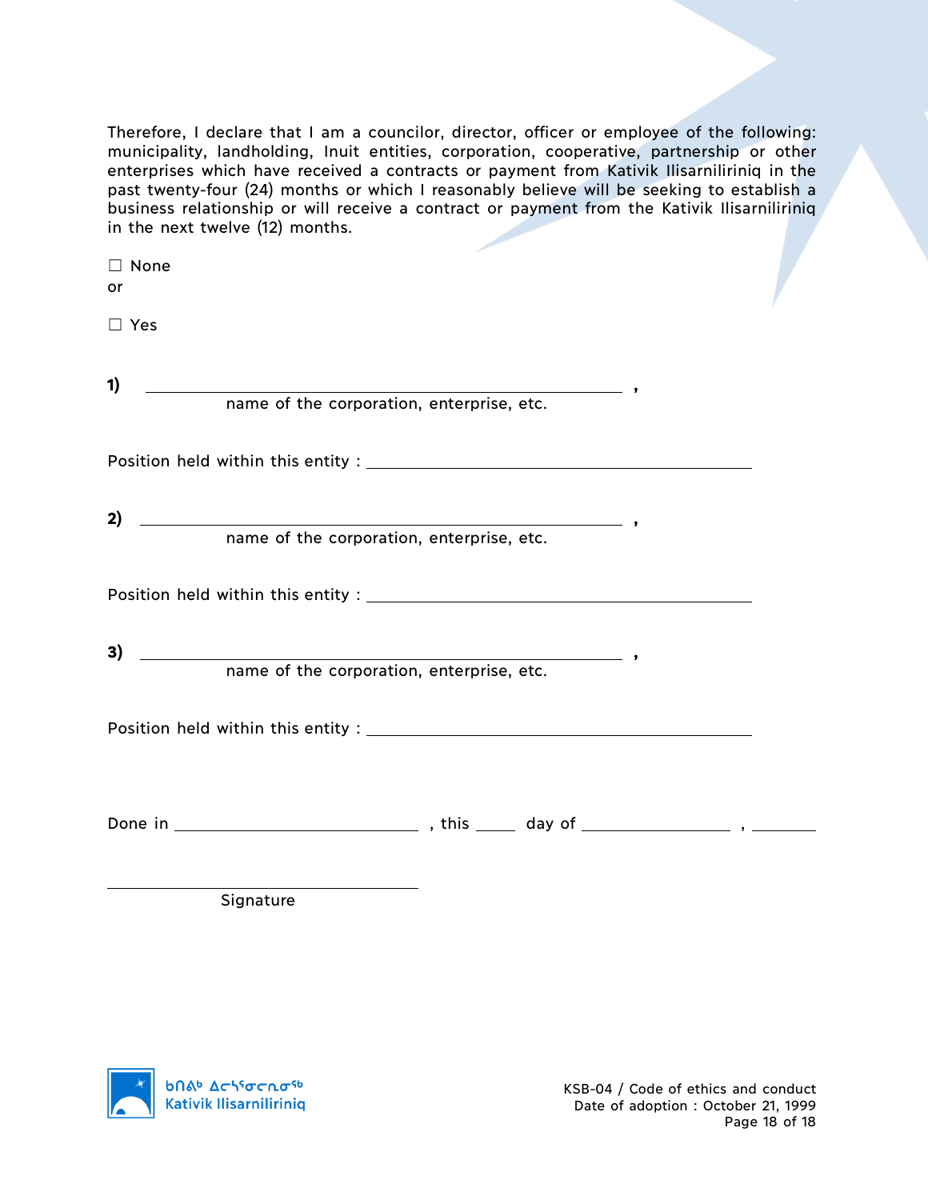Therefore, I declare that I am a councilor, director, officer or employee of the following: municipality, landholding, Inuit entities, corporation, cooperative, partnership or other enterprises which have received a contracts or payment from Kativik Ilisarniliriniq in the past twenty-four (24) months or which I reasonably believe will be seeking to establish a business relationship or will receive a contract or payment from the Kativik Ilisarniliriniq in the next twelve (12) months.

☐ None
or

☐ Yes

**1)** ______________________________________________ ,
name of the corporation, enterprise, etc.

Position held within this entity : ______________________________________

**2)** ______________________________________________ ,
name of the corporation, enterprise, etc.

Position held within this entity : ______________________________________

**3)** ______________________________________________ ,
name of the corporation, enterprise, etc.

Position held within this entity : ______________________________________

Done in ________________________ , this ____ day of ______________ , ______

______________________________
Signature